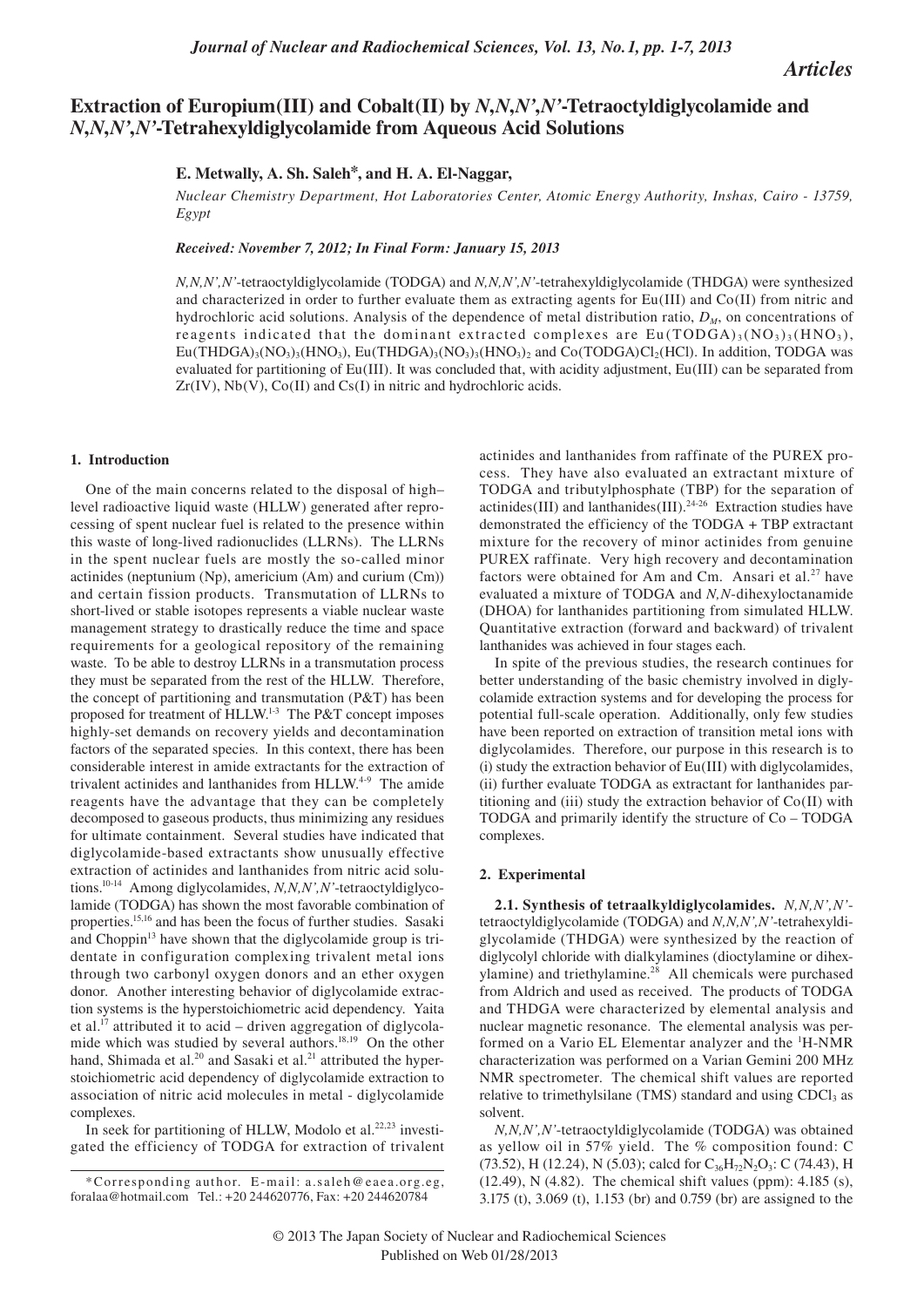*Articles*

# Extraction of Europium(III) and Cobalt(II) by *N,N,N',N'*-Tetraoctyldiglycolamide and *N,N,N',N'*-Tetrahexyldiglycolamide from Aqueous Acid Solutions

**E. Metwally, A. Sh. Saleh\*, and H. A. El-Naggar,**

*Nuclear Chemistry Department, Hot Laboratories Center, Atomic Energy Authority, Inshas, Cairo - 13759, Egypt*

*Received: November 7, 2012; In Final Form: January 15, 2013*

*N,N,N',N'*-tetraoctyldiglycolamide (TODGA) and *N,N,N',N'*-tetrahexyldiglycolamide (THDGA) were synthesized and characterized in order to further evaluate them as extracting agents for Eu(III) and Co(II) from nitric and hydrochloric acid solutions. Analysis of the dependence of metal distribution ratio, $D_M$, on concentrations of reagents indicated that the dominant extracted complexes are $Eu(TODGA)_3(NO_3)_3(HNO_3)$, $Eu(THDGA)_3(NO_3)_3(HNO_3)$, $Eu(THDGA)_3(NO_3)_3(HNO_3)_2$ and $Co(TODGA)Cl_2(HCl)$. In addition, TODGA was evaluated for partitioning of Eu(III). It was concluded that, with acidity adjustment, Eu(III) can be separated from Zr(IV), Nb(V), Co(II) and Cs(I) in nitric and hydrochloric acids.

## 1. Introduction

One of the main concerns related to the disposal of high–level radioactive liquid waste (HLLW) generated after reprocessing of spent nuclear fuel is related to the presence within this waste of long-lived radionuclides (LLRNs). The LLRNs in the spent nuclear fuels are mostly the so-called minor actinides (neptunium (Np), americium (Am) and curium (Cm)) and certain fission products. Transmutation of LLRNs to short-lived or stable isotopes represents a viable nuclear waste management strategy to drastically reduce the time and space requirements for a geological repository of the remaining waste. To be able to destroy LLRNs in a transmutation process they must be separated from the rest of the HLLW. Therefore, the concept of partitioning and transmutation (P&T) has been proposed for treatment of HLLW.[1-3] The P&T concept imposes highly-set demands on recovery yields and decontamination factors of the separated species. In this context, there has been considerable interest in amide extractants for the extraction of trivalent actinides and lanthanides from HLLW.[4-9] The amide reagents have the advantage that they can be completely decomposed to gaseous products, thus minimizing any residues for ultimate containment. Several studies have indicated that diglycolamide-based extractants show unusually effective extraction of actinides and lanthanides from nitric acid solutions.[10-14] Among diglycolamides, *N,N,N',N'*-tetraoctyldiglycolamide (TODGA) has shown the most favorable combination of properties.[15,16] and has been the focus of further studies. Sasaki and Choppin[13] have shown that the diglycolamide group is tridentate in configuration complexing trivalent metal ions through two carbonyl oxygen donors and an ether oxygen donor. Another interesting behavior of diglycolamide extraction systems is the hyperstoichiometric acid dependency. Yaita et al.[17] attributed it to acid – driven aggregation of diglycolamide which was studied by several authors.[18,19] On the other hand, Shimada et al.[20] and Sasaki et al.[21] attributed the hyperstoichiometric acid dependency of diglycolamide extraction to association of nitric acid molecules in metal - diglycolamide complexes.

In seek for partitioning of HLLW, Modolo et al.[22,23] investigated the efficiency of TODGA for extraction of trivalent actinides and lanthanides from raffinate of the PUREX process. They have also evaluated an extractant mixture of TODGA and tributylphosphate (TBP) for the separation of actinides(III) and lanthanides(III).[24-26] Extraction studies have demonstrated the efficiency of the TODGA + TBP extractant mixture for the recovery of minor actinides from genuine PUREX raffinate. Very high recovery and decontamination factors were obtained for Am and Cm. Ansari et al.[27] have evaluated a mixture of TODGA and *N,N*-dihexyloctanamide (DHOA) for lanthanides partitioning from simulated HLLW. Quantitative extraction (forward and backward) of trivalent lanthanides was achieved in four stages each.

In spite of the previous studies, the research continues for better understanding of the basic chemistry involved in diglycolamide extraction systems and for developing the process for potential full-scale operation. Additionally, only few studies have been reported on extraction of transition metal ions with diglycolamides. Therefore, our purpose in this research is to (i) study the extraction behavior of Eu(III) with diglycolamides, (ii) further evaluate TODGA as extractant for lanthanides partitioning and (iii) study the extraction behavior of Co(II) with TODGA and primarily identify the structure of Co – TODGA complexes.

## 2. Experimental

**2.1. Synthesis of tetraalkyldiglycolamides.** *N,N,N',N'*-tetraoctyldiglycolamide (TODGA) and *N,N,N',N'*-tetrahexyldiglycolamide (THDGA) were synthesized by the reaction of diglycolyl chloride with dialkylamines (dioctylamine or dihexylamine) and triethylamine.[28] All chemicals were purchased from Aldrich and used as received. The products of TODGA and THDGA were characterized by elemental analysis and nuclear magnetic resonance. The elemental analysis was performed on a Vario EL Elementar analyzer and the $^1$H-NMR characterization was performed on a Varian Gemini 200 MHz NMR spectrometer. The chemical shift values are reported relative to trimethylsilane (TMS) standard and using $CDCl_3$ as solvent.

*N,N,N',N'*-tetraoctyldiglycolamide (TODGA) was obtained as yellow oil in 57% yield. The % composition found: C (73.52), H (12.24), N (5.03); calcd for $C_{36}H_{72}N_2O_3$: C (74.43), H (12.49), N (4.82). The chemical shift values (ppm): 4.185 (s), 3.175 (t), 3.069 (t), 1.153 (br) and 0.759 (br) are assigned to the

\*Corresponding author. E-mail: a.saleh@eaea.org.eg, foralaa@hotmail.com Tel.: +20 244620776, Fax: +20 244620784

© 2013 The Japan Society of Nuclear and Radiochemical Sciences
Published on Web 01/28/2013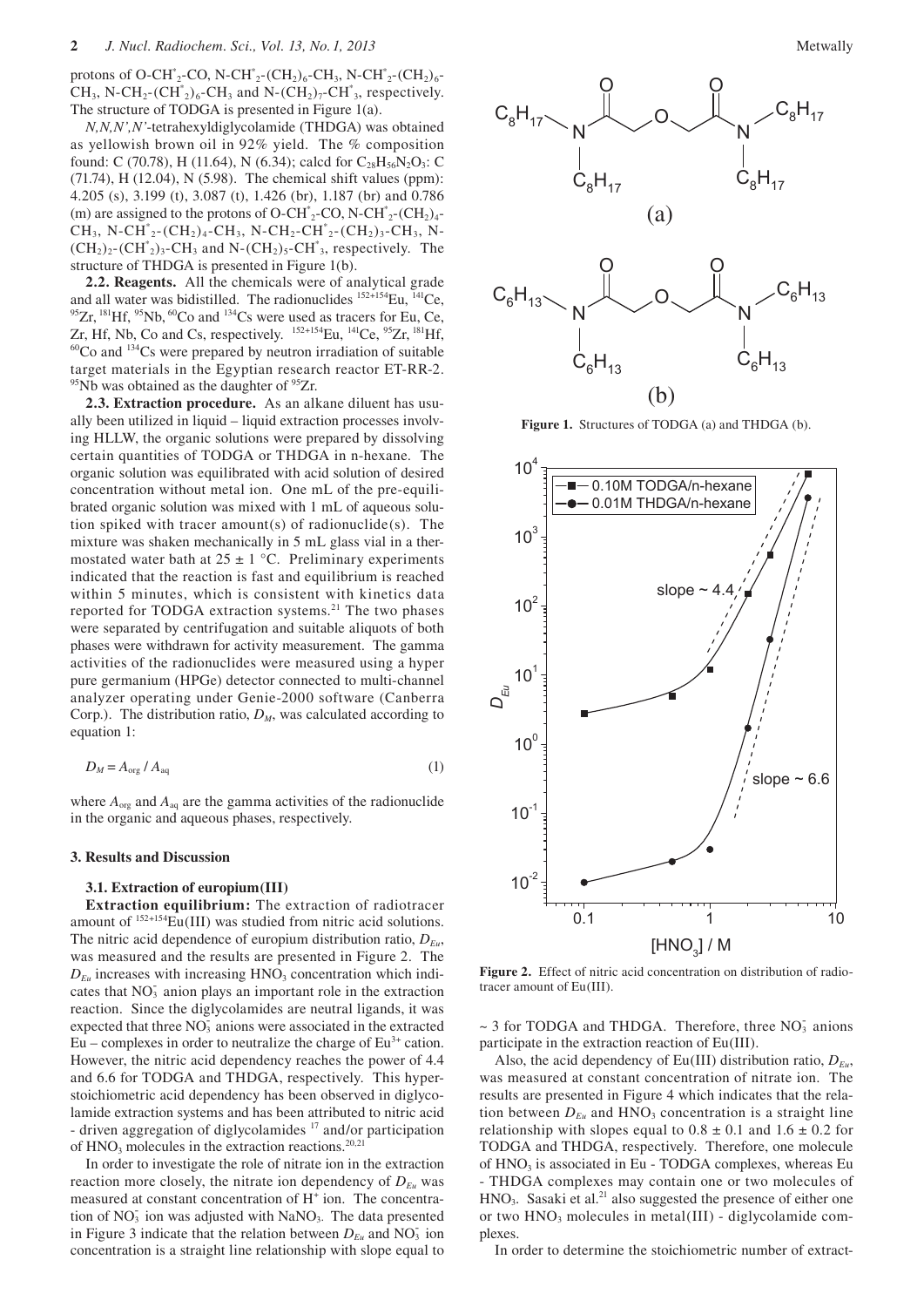protons of O-$CH^*_2$-CO, N-$CH^*_2$-$(CH_2)_6$-$CH_3$, N-$CH^*_2$-$(CH_2)_6$-$CH_3$, N-$CH_2$-$(CH^*_2)_6$-$CH_3$ and N-$(CH_2)_7$-$CH^*_3$, respectively. The structure of TODGA is presented in Figure 1(a).

*N,N,N',N'*-tetrahexyldiglycolamide (THDGA) was obtained as yellowish brown oil in 92% yield. The % composition found: C (70.78), H (11.64), N (6.34); calcd for $C_{28}H_{56}N_2O_3$: C (71.74), H (12.04), N (5.98). The chemical shift values (ppm): 4.205 (s), 3.199 (t), 3.087 (t), 1.426 (br), 1.187 (br) and 0.786 (m) are assigned to the protons of O-$CH^*_2$-CO, N-$CH^*_2$-$(CH_2)_4$-$CH_3$, N-$CH^*_2$-$(CH_2)_4$-$CH_3$, N-$CH_2$-$CH^*_2$-$(CH_2)_3$-$CH_3$, N-$(CH_2)_2$-$(CH^*_2)_3$-$CH_3$ and N-$(CH_2)_5$-$CH^*_3$, respectively. The structure of THDGA is presented in Figure 1(b).

**2.2. Reagents.** All the chemicals were of analytical grade and all water was bidistilled. The radionuclides $^{152+154}$Eu, $^{141}$Ce, $^{95}$Zr, $^{181}$Hf, $^{95}$Nb, $^{60}$Co and $^{134}$Cs were used as tracers for Eu, Ce, Zr, Hf, Nb, Co and Cs, respectively. $^{152+154}$Eu, $^{141}$Ce, $^{95}$Zr, $^{181}$Hf, $^{60}$Co and $^{134}$Cs were prepared by neutron irradiation of suitable target materials in the Egyptian research reactor ET-RR-2. $^{95}$Nb was obtained as the daughter of $^{95}$Zr.

**2.3. Extraction procedure.** As an alkane diluent has usually been utilized in liquid – liquid extraction processes involving HLLW, the organic solutions were prepared by dissolving certain quantities of TODGA or THDGA in n-hexane. The organic solution was equilibrated with acid solution of desired concentration without metal ion. One mL of the pre-equilibrated organic solution was mixed with 1 mL of aqueous solution spiked with tracer amount(s) of radionuclide(s). The mixture was shaken mechanically in 5 mL glass vial in a thermostated water bath at 25 ± 1 °C. Preliminary experiments indicated that the reaction is fast and equilibrium is reached within 5 minutes, which is consistent with kinetics data reported for TODGA extraction systems.[21] The two phases were separated by centrifugation and suitable aliquots of both phases were withdrawn for activity measurement. The gamma activities of the radionuclides were measured using a hyper pure germanium (HPGe) detector connected to multi-channel analyzer operating under Genie-2000 software (Canberra Corp.). The distribution ratio, $D_M$, was calculated according to equation 1:

$$D_M = A_{org} / A_{aq} \quad (1)$$

where $A_{org}$ and $A_{aq}$ are the gamma activities of the radionuclide in the organic and aqueous phases, respectively.

## 3. Results and Discussion

### 3.1. Extraction of europium(III)

**Extraction equilibrium:** The extraction of radiotracer amount of $^{152+154}$Eu(III) was studied from nitric acid solutions. The nitric acid dependence of europium distribution ratio, $D_{Eu}$, was measured and the results are presented in Figure 2. The $D_{Eu}$ increases with increasing $HNO_3$ concentration which indicates that $NO_3^-$ anion plays an important role in the extraction reaction. Since the diglycolamides are neutral ligands, it was expected that three $NO_3^-$ anions were associated in the extracted Eu – complexes in order to neutralize the charge of $Eu^{3+}$ cation. However, the nitric acid dependency reaches the power of 4.4 and 6.6 for TODGA and THDGA, respectively. This hyper-stoichiometric acid dependency has been observed in diglycolamide extraction systems and has been attributed to nitric acid - driven aggregation of diglycolamides [17] and/or participation of $HNO_3$ molecules in the extraction reactions.[20,21]

In order to investigate the role of nitrate ion in the extraction reaction more closely, the nitrate ion dependency of $D_{Eu}$ was measured at constant concentration of $H^+$ ion. The concentration of $NO_3^-$ ion was adjusted with $NaNO_3$. The data presented in Figure 3 indicate that the relation between $D_{Eu}$ and $NO_3^-$ ion concentration is a straight line relationship with slope equal to ~ 3 for TODGA and THDGA. Therefore, three $NO_3^-$ anions participate in the extraction reaction of Eu(III).

**Figure 1.** Structures of TODGA (a) and THDGA (b).

**Figure 2.** Effect of nitric acid concentration on distribution of radiotracer amount of Eu(III).

Also, the acid dependency of Eu(III) distribution ratio, $D_{Eu}$, was measured at constant concentration of nitrate ion. The results are presented in Figure 4 which indicates that the relation between $D_{Eu}$ and $HNO_3$ concentration is a straight line relationship with slopes equal to 0.8 ± 0.1 and 1.6 ± 0.2 for TODGA and THDGA, respectively. Therefore, one molecule of $HNO_3$ is associated in Eu - TODGA complexes, whereas Eu - THDGA complexes may contain one or two molecules of $HNO_3$. Sasaki et al.[21] also suggested the presence of either one or two $HNO_3$ molecules in metal(III) - diglycolamide complexes.

In order to determine the stoichiometric number of extract-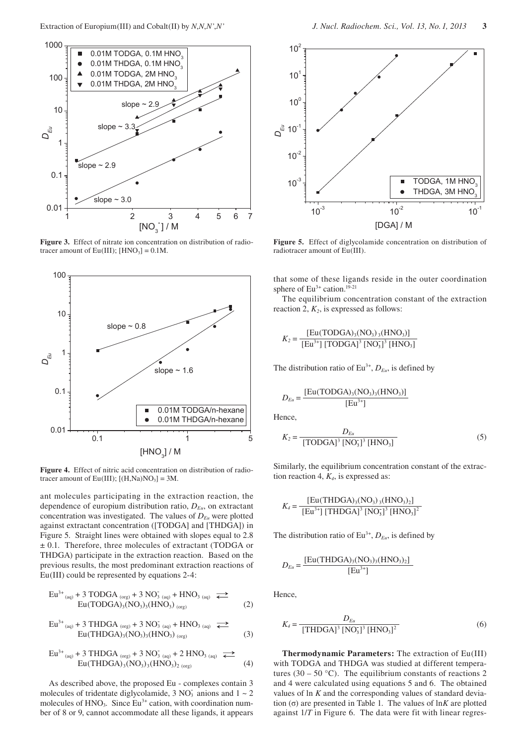**Figure 3.** Effect of nitrate ion concentration on distribution of radiotracer amount of Eu(III); $[HNO_3] = 0.1M$.

**Figure 4.** Effect of nitric acid concentration on distribution of radiotracer amount of Eu(III); $[(H,Na)NO_3] = 3M$.

ant molecules participating in the extraction reaction, the dependence of europium distribution ratio, $D_{Eu}$, on extractant concentration was investigated. The values of $D_{Eu}$ were plotted against extractant concentration ([TODGA] and [THDGA]) in Figure 5. Straight lines were obtained with slopes equal to 2.8 ± 0.1. Therefore, three molecules of extractant (TODGA or THDGA) participate in the extraction reaction. Based on the previous results, the most predominant extraction reactions of Eu(III) could be represented by equations 2-4:

$$Eu^{3+}{}_{(aq)} + 3\ TODGA_{(org)} + 3\ NO_3^-{}_{(aq)} + HNO_{3\ (aq)} \rightleftarrows Eu(TODGA)_3(NO_3)_3(HNO_3)_{(org)} \quad (2)$$

$$Eu^{3+}{}_{(aq)} + 3\ THDGA_{(org)} + 3\ NO_3^-{}_{(aq)} + HNO_{3\ (aq)} \rightleftarrows Eu(THDGA)_3(NO_3)_3(HNO_3)_{(org)} \quad (3)$$

$$Eu^{3+}{}_{(aq)} + 3\ THDGA_{(org)} + 3\ NO_3^-{}_{(aq)} + 2\ HNO_{3\ (aq)} \rightleftarrows Eu(THDGA)_3(NO_3)_3(HNO_3)_{2\ (org)} \quad (4)$$

As described above, the proposed Eu - complexes contain 3 molecules of tridentate diglycolamide, 3 $NO_3^-$ anions and 1 ~ 2 molecules of $HNO_3$. Since $Eu^{3+}$ cation, with coordination number of 8 or 9, cannot accommodate all these ligands, it appears that some of these ligands reside in the outer coordination sphere of $Eu^{3+}$ cation.[19-21]

**Figure 5.** Effect of diglycolamide concentration on distribution of radiotracer amount of Eu(III).

The equilibrium concentration constant of the extraction reaction 2, $K_2$, is expressed as follows:

$$K_2 = \frac{[Eu(TODGA)_3(NO_3)_3(HNO_3)]}{[Eu^{3+}]\ [TODGA]^3\ [NO_3^-]^3\ [HNO_3]}$$

The distribution ratio of $Eu^{3+}$, $D_{Eu}$, is defined by

$$D_{Eu} = \frac{[Eu(TODGA)_3(NO_3)_3(HNO_3)]}{[Eu^{3+}]}$$

Hence,

$$K_2 = \frac{D_{Eu}}{[TODGA]^3\ [NO_3^-]^3\ [HNO_3]} \quad (5)$$

Similarly, the equilibrium concentration constant of the extraction reaction 4, $K_4$, is expressed as:

$$K_4 = \frac{[Eu(THDGA)_3(NO_3)_3(HNO_3)_2]}{[Eu^{3+}]\ [THDGA]^3\ [NO_3^-]^3\ [HNO_3]^2}$$

The distribution ratio of $Eu^{3+}$, $D_{Eu}$, is defined by

$$D_{Eu} = \frac{[Eu(THDGA)_3(NO_3)_3(HNO_3)_2]}{[Eu^{3+}]}$$

Hence,

$$K_4 = \frac{D_{Eu}}{[THDGA]^3\ [NO_3^-]^3\ [HNO_3]^2} \quad (6)$$

**Thermodynamic Parameters:** The extraction of Eu(III) with TODGA and THDGA was studied at different temperatures (30 – 50 °C). The equilibrium constants of reactions 2 and 4 were calculated using equations 5 and 6. The obtained values of ln *K* and the corresponding values of standard deviation (σ) are presented in Table 1. The values of ln*K* are plotted against 1/*T* in Figure 6. The data were fit with linear regres-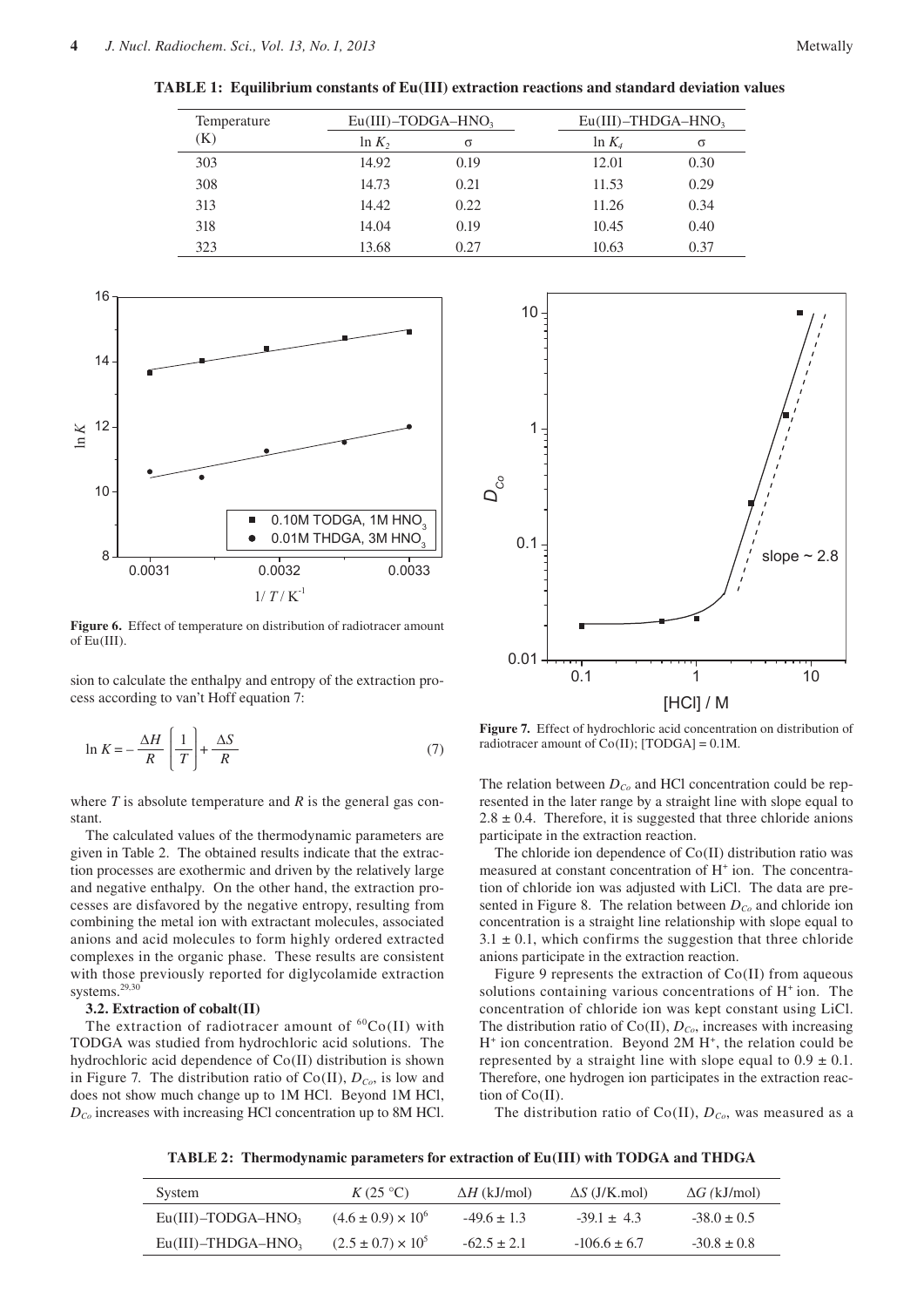**TABLE 1: Equilibrium constants of Eu(III) extraction reactions and standard deviation values**

| Temperature (K) | Eu(III)–TODGA–$HNO_3$ | | Eu(III)–THDGA–$HNO_3$ | |
|---|---|---|---|---|
| | $\ln K_2$ | σ | $\ln K_4$ | σ |
| 303 | 14.92 | 0.19 | 12.01 | 0.30 |
| 308 | 14.73 | 0.21 | 11.53 | 0.29 |
| 313 | 14.42 | 0.22 | 11.26 | 0.34 |
| 318 | 14.04 | 0.19 | 10.45 | 0.40 |
| 323 | 13.68 | 0.27 | 10.63 | 0.37 |

**Figure 6.** Effect of temperature on distribution of radiotracer amount of Eu(III).

sion to calculate the enthalpy and entropy of the extraction process according to van't Hoff equation 7:

$$\ln K = -\frac{\Delta H}{R}\left(\frac{1}{T}\right) + \frac{\Delta S}{R} \tag{7}$$

where $T$ is absolute temperature and $R$ is the general gas constant.

The calculated values of the thermodynamic parameters are given in Table 2. The obtained results indicate that the extraction processes are exothermic and driven by the relatively large and negative enthalpy. On the other hand, the extraction processes are disfavored by the negative entropy, resulting from combining the metal ion with extractant molecules, associated anions and acid molecules to form highly ordered extracted complexes in the organic phase. These results are consistent with those previously reported for diglycolamide extraction systems.[29,30]

### 3.2. Extraction of cobalt(II)

The extraction of radiotracer amount of $^{60}Co(II)$ with TODGA was studied from hydrochloric acid solutions. The hydrochloric acid dependence of Co(II) distribution is shown in Figure 7. The distribution ratio of Co(II), $D_{Co}$, is low and does not show much change up to 1M HCl. Beyond 1M HCl, $D_{Co}$ increases with increasing HCl concentration up to 8M HCl. The relation between $D_{Co}$ and HCl concentration could be represented in the later range by a straight line with slope equal to $2.8 \pm 0.4$. Therefore, it is suggested that three chloride anions participate in the extraction reaction.

**Figure 7.** Effect of hydrochloric acid concentration on distribution of radiotracer amount of Co(II); [TODGA] = 0.1M.

The chloride ion dependence of Co(II) distribution ratio was measured at constant concentration of $H^+$ ion. The concentration of chloride ion was adjusted with LiCl. The data are presented in Figure 8. The relation between $D_{Co}$ and chloride ion concentration is a straight line relationship with slope equal to $3.1 \pm 0.1$, which confirms the suggestion that three chloride anions participate in the extraction reaction.

Figure 9 represents the extraction of Co(II) from aqueous solutions containing various concentrations of $H^+$ ion. The concentration of chloride ion was kept constant using LiCl. The distribution ratio of Co(II), $D_{Co}$, increases with increasing $H^+$ ion concentration. Beyond 2M $H^+$, the relation could be represented by a straight line with slope equal to $0.9 \pm 0.1$. Therefore, one hydrogen ion participates in the extraction reaction of Co(II).

The distribution ratio of Co(II), $D_{Co}$, was measured as a

**TABLE 2: Thermodynamic parameters for extraction of Eu(III) with TODGA and THDGA**

| System | $K$ (25 °C) | $\Delta H$ (kJ/mol) | $\Delta S$ (J/K.mol) | $\Delta G$ (kJ/mol) |
|---|---|---|---|---|
| Eu(III)–TODGA–$HNO_3$ | $(4.6 \pm 0.9) \times 10^6$ | $-49.6 \pm 1.3$ | $-39.1 \pm 4.3$ | $-38.0 \pm 0.5$ |
| Eu(III)–THDGA–$HNO_3$ | $(2.5 \pm 0.7) \times 10^5$ | $-62.5 \pm 2.1$ | $-106.6 \pm 6.7$ | $-30.8 \pm 0.8$ |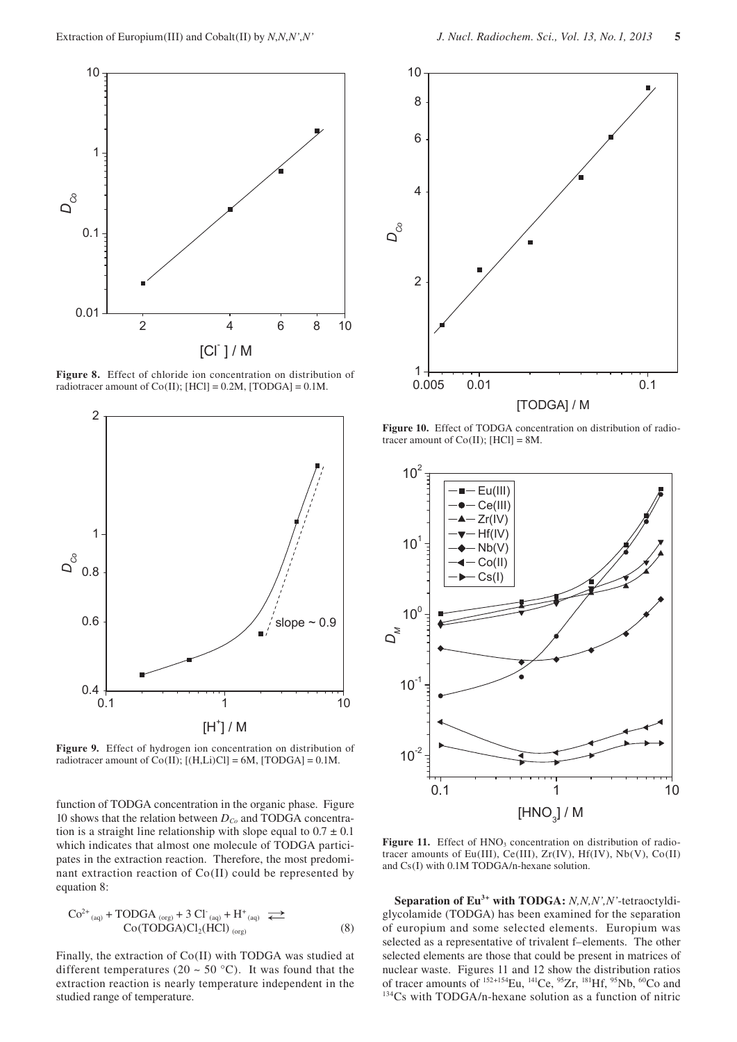**Figure 8.** Effect of chloride ion concentration on distribution of radiotracer amount of Co(II); [HCl] = 0.2M, [TODGA] = 0.1M.

**Figure 9.** Effect of hydrogen ion concentration on distribution of radiotracer amount of Co(II); [(H,Li)Cl] = 6M, [TODGA] = 0.1M.

function of TODGA concentration in the organic phase. Figure 10 shows that the relation between $D_{Co}$ and TODGA concentration is a straight line relationship with slope equal to $0.7 \pm 0.1$ which indicates that almost one molecule of TODGA participates in the extraction reaction. Therefore, the most predominant extraction reaction of Co(II) could be represented by equation 8:

$$Co^{2+}_{(aq)} + TODGA_{(org)} + 3\,Cl^{-}_{(aq)} + H^{+}_{(aq)} \rightleftarrows Co(TODGA)Cl_2(HCl)_{(org)} \qquad (8)$$

Finally, the extraction of Co(II) with TODGA was studied at different temperatures (20 ~ 50 °C). It was found that the extraction reaction is nearly temperature independent in the studied range of temperature.

**Figure 10.** Effect of TODGA concentration on distribution of radiotracer amount of Co(II); [HCl] = 8M.

**Figure 11.** Effect of $HNO_3$ concentration on distribution of radiotracer amounts of Eu(III), Ce(III), Zr(IV), Hf(IV), Nb(V), Co(II) and Cs(I) with 0.1M TODGA/n-hexane solution.

**Separation of $Eu^{3+}$ with TODGA:** *N,N,N',N'*-tetraoctyldiglycolamide (TODGA) has been examined for the separation of europium and some selected elements. Europium was selected as a representative of trivalent f–elements. The other selected elements are those that could be present in matrices of nuclear waste. Figures 11 and 12 show the distribution ratios of tracer amounts of $^{152+154}Eu$, $^{141}Ce$, $^{95}Zr$, $^{181}Hf$, $^{95}Nb$, $^{60}Co$ and $^{134}Cs$ with TODGA/n-hexane solution as a function of nitric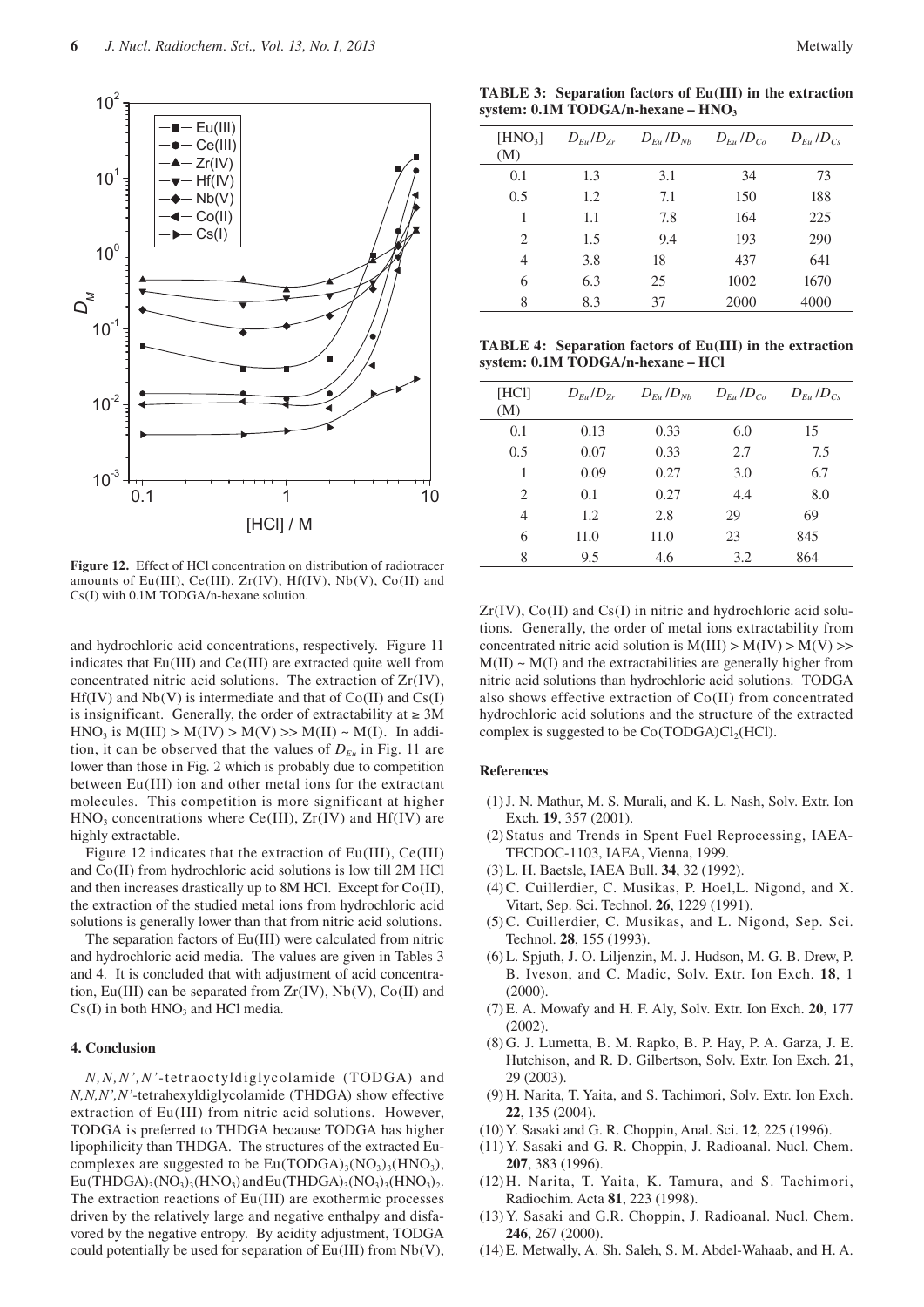**Figure 12.** Effect of HCl concentration on distribution of radiotracer amounts of Eu(III), Ce(III), Zr(IV), Hf(IV), Nb(V), Co(II) and Cs(I) with 0.1M TODGA/n-hexane solution.

and hydrochloric acid concentrations, respectively. Figure 11 indicates that Eu(III) and Ce(III) are extracted quite well from concentrated nitric acid solutions. The extraction of Zr(IV), Hf(IV) and Nb(V) is intermediate and that of Co(II) and Cs(I) is insignificant. Generally, the order of extractability at ≥ 3M $HNO_3$ is M(III) > M(IV) > M(V) >> M(II) ~ M(I). In addition, it can be observed that the values of $D_{Eu}$ in Fig. 11 are lower than those in Fig. 2 which is probably due to competition between Eu(III) ion and other metal ions for the extractant molecules. This competition is more significant at higher $HNO_3$ concentrations where Ce(III), Zr(IV) and Hf(IV) are highly extractable.

Figure 12 indicates that the extraction of Eu(III), Ce(III) and Co(II) from hydrochloric acid solutions is low till 2M HCl and then increases drastically up to 8M HCl. Except for Co(II), the extraction of the studied metal ions from hydrochloric acid solutions is generally lower than that from nitric acid solutions.

The separation factors of Eu(III) were calculated from nitric and hydrochloric acid media. The values are given in Tables 3 and 4. It is concluded that with adjustment of acid concentration, Eu(III) can be separated from Zr(IV), Nb(V), Co(II) and Cs(I) in both $HNO_3$ and HCl media.

**TABLE 3: Separation factors of Eu(III) in the extraction system: 0.1M TODGA/n-hexane – $HNO_3$**

| $[HNO_3]$ (M) | $D_{Eu}/D_{Zr}$ | $D_{Eu}/D_{Nb}$ | $D_{Eu}/D_{Co}$ | $D_{Eu}/D_{Cs}$ |
|---|---|---|---|---|
| 0.1 | 1.3 | 3.1 | 34 | 73 |
| 0.5 | 1.2 | 7.1 | 150 | 188 |
| 1 | 1.1 | 7.8 | 164 | 225 |
| 2 | 1.5 | 9.4 | 193 | 290 |
| 4 | 3.8 | 18 | 437 | 641 |
| 6 | 6.3 | 25 | 1002 | 1670 |
| 8 | 8.3 | 37 | 2000 | 4000 |

**TABLE 4: Separation factors of Eu(III) in the extraction system: 0.1M TODGA/n-hexane – HCl**

| [HCl] (M) | $D_{Eu}/D_{Zr}$ | $D_{Eu}/D_{Nb}$ | $D_{Eu}/D_{Co}$ | $D_{Eu}/D_{Cs}$ |
|---|---|---|---|---|
| 0.1 | 0.13 | 0.33 | 6.0 | 15 |
| 0.5 | 0.07 | 0.33 | 2.7 | 7.5 |
| 1 | 0.09 | 0.27 | 3.0 | 6.7 |
| 2 | 0.1 | 0.27 | 4.4 | 8.0 |
| 4 | 1.2 | 2.8 | 29 | 69 |
| 6 | 11.0 | 11.0 | 23 | 845 |
| 8 | 9.5 | 4.6 | 3.2 | 864 |

## 4. Conclusion

*N,N,N',N'*-tetraoctyldiglycolamide (TODGA) and *N,N,N',N'*-tetrahexyldiglycolamide (THDGA) show effective extraction of Eu(III) from nitric acid solutions. However, TODGA is preferred to THDGA because TODGA has higher lipophilicity than THDGA. The structures of the extracted Eu-complexes are suggested to be $Eu(TODGA)_3(NO_3)_3(HNO_3)$, $Eu(THDGA)_3(NO_3)_3(HNO_3)$ and $Eu(THDGA)_3(NO_3)_3(HNO_3)_2$. The extraction reactions of Eu(III) are exothermic processes driven by the relatively large and negative enthalpy and disfavored by the negative entropy. By acidity adjustment, TODGA could potentially be used for separation of Eu(III) from Nb(V), Zr(IV), Co(II) and Cs(I) in nitric and hydrochloric acid solutions. Generally, the order of metal ions extractability from concentrated nitric acid solution is M(III) > M(IV) > M(V) >> M(II) ~ M(I) and the extractabilities are generally higher from nitric acid solutions than hydrochloric acid solutions. TODGA also shows effective extraction of Co(II) from concentrated hydrochloric acid solutions and the structure of the extracted complex is suggested to be $Co(TODGA)Cl_2(HCl)$.

## References

(1) J. N. Mathur, M. S. Murali, and K. L. Nash, Solv. Extr. Ion Exch. **19**, 357 (2001).

(2) Status and Trends in Spent Fuel Reprocessing, IAEA-TECDOC-1103, IAEA, Vienna, 1999.

(3) L. H. Baetsle, IAEA Bull. **34**, 32 (1992).

(4) C. Cuillerdier, C. Musikas, P. Hoel,L. Nigond, and X. Vitart, Sep. Sci. Technol. **26**, 1229 (1991).

(5) C. Cuillerdier, C. Musikas, and L. Nigond, Sep. Sci. Technol. **28**, 155 (1993).

(6) L. Spjuth, J. O. Liljenzin, M. J. Hudson, M. G. B. Drew, P. B. Iveson, and C. Madic, Solv. Extr. Ion Exch. **18**, 1 (2000).

(7) E. A. Mowafy and H. F. Aly, Solv. Extr. Ion Exch. **20**, 177 (2002).

(8) G. J. Lumetta, B. M. Rapko, B. P. Hay, P. A. Garza, J. E. Hutchison, and R. D. Gilbertson, Solv. Extr. Ion Exch. **21**, 29 (2003).

(9) H. Narita, T. Yaita, and S. Tachimori, Solv. Extr. Ion Exch. **22**, 135 (2004).

(10) Y. Sasaki and G. R. Choppin, Anal. Sci. **12**, 225 (1996).

(11) Y. Sasaki and G. R. Choppin, J. Radioanal. Nucl. Chem. **207**, 383 (1996).

(12) H. Narita, T. Yaita, K. Tamura, and S. Tachimori, Radiochim. Acta **81**, 223 (1998).

(13) Y. Sasaki and G.R. Choppin, J. Radioanal. Nucl. Chem. **246**, 267 (2000).

(14) E. Metwally, A. Sh. Saleh, S. M. Abdel-Wahaab, and H. A.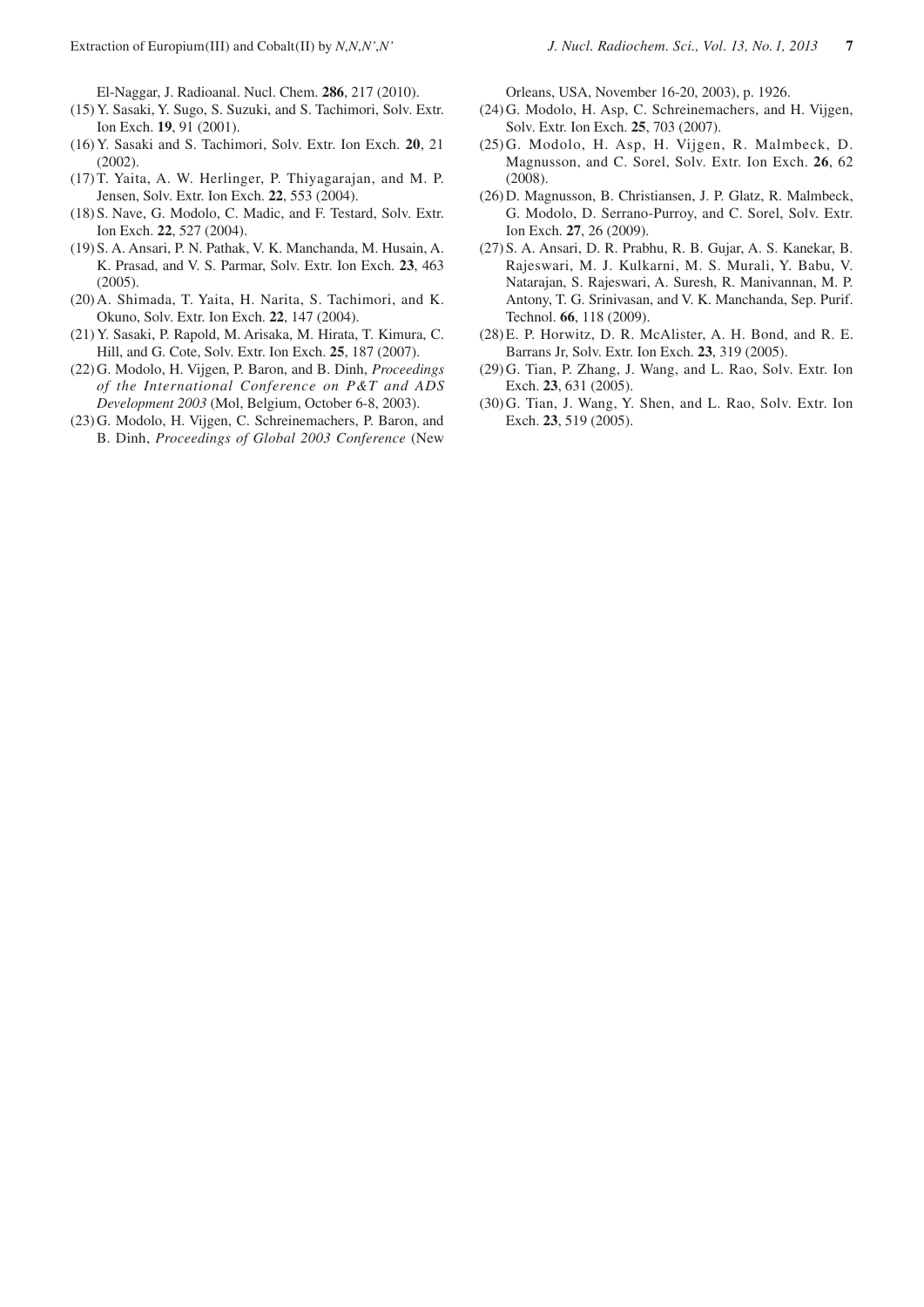El-Naggar, J. Radioanal. Nucl. Chem. **286**, 217 (2010).

(15) Y. Sasaki, Y. Sugo, S. Suzuki, and S. Tachimori, Solv. Extr. Ion Exch. **19**, 91 (2001).

(16) Y. Sasaki and S. Tachimori, Solv. Extr. Ion Exch. **20**, 21 (2002).

(17) T. Yaita, A. W. Herlinger, P. Thiyagarajan, and M. P. Jensen, Solv. Extr. Ion Exch. **22**, 553 (2004).

(18) S. Nave, G. Modolo, C. Madic, and F. Testard, Solv. Extr. Ion Exch. **22**, 527 (2004).

(19) S. A. Ansari, P. N. Pathak, V. K. Manchanda, M. Husain, A. K. Prasad, and V. S. Parmar, Solv. Extr. Ion Exch. **23**, 463 (2005).

(20) A. Shimada, T. Yaita, H. Narita, S. Tachimori, and K. Okuno, Solv. Extr. Ion Exch. **22**, 147 (2004).

(21) Y. Sasaki, P. Rapold, M. Arisaka, M. Hirata, T. Kimura, C. Hill, and G. Cote, Solv. Extr. Ion Exch. **25**, 187 (2007).

(22) G. Modolo, H. Vijgen, P. Baron, and B. Dinh, *Proceedings of the International Conference on P&T and ADS Development 2003* (Mol, Belgium, October 6-8, 2003).

(23) G. Modolo, H. Vijgen, C. Schreinemachers, P. Baron, and B. Dinh, *Proceedings of Global 2003 Conference* (New Orleans, USA, November 16-20, 2003), p. 1926.

(24) G. Modolo, H. Asp, C. Schreinemachers, and H. Vijgen, Solv. Extr. Ion Exch. **25**, 703 (2007).

(25) G. Modolo, H. Asp, H. Vijgen, R. Malmbeck, D. Magnusson, and C. Sorel, Solv. Extr. Ion Exch. **26**, 62 (2008).

(26) D. Magnusson, B. Christiansen, J. P. Glatz, R. Malmbeck, G. Modolo, D. Serrano-Purroy, and C. Sorel, Solv. Extr. Ion Exch. **27**, 26 (2009).

(27) S. A. Ansari, D. R. Prabhu, R. B. Gujar, A. S. Kanekar, B. Rajeswari, M. J. Kulkarni, M. S. Murali, Y. Babu, V. Natarajan, S. Rajeswari, A. Suresh, R. Manivannan, M. P. Antony, T. G. Srinivasan, and V. K. Manchanda, Sep. Purif. Technol. **66**, 118 (2009).

(28) E. P. Horwitz, D. R. McAlister, A. H. Bond, and R. E. Barrans Jr, Solv. Extr. Ion Exch. **23**, 319 (2005).

(29) G. Tian, P. Zhang, J. Wang, and L. Rao, Solv. Extr. Ion Exch. **23**, 631 (2005).

(30) G. Tian, J. Wang, Y. Shen, and L. Rao, Solv. Extr. Ion Exch. **23**, 519 (2005).